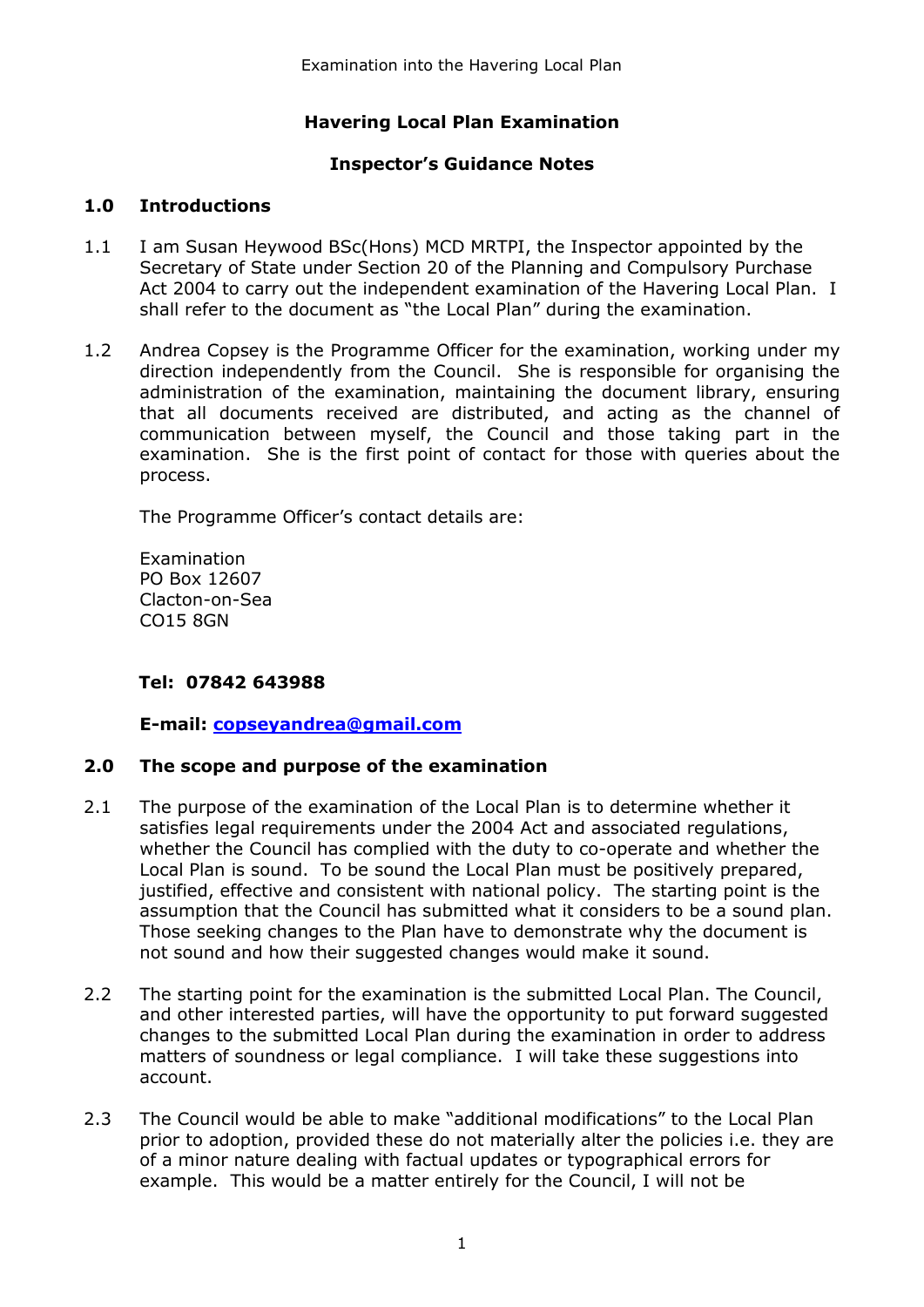# Havering Local Plan Examination

## Inspector's Guidance Notes

## 1.0 Introductions

1.1 I am Susan Heywood BSc(Hons) MCD MRTPI, the Inspector appointed by the Secretary of State under Section 20 of the Planning and Compulsory Purchase Act 2004 to carry out the independent examination of the Havering Local Plan. I shall refer to the document as "the Local Plan" during the examination.

1.2 Andrea Copsey is the Programme Officer for the examination, working under my direction independently from the Council. She is responsible for organising the administration of the examination, maintaining the document library, ensuring that all documents received are distributed, and acting as the channel of communication between myself, the Council and those taking part in the examination. She is the first point of contact for those with queries about the process.

The Programme Officer's contact details are:

Examination
PO Box 12607
Clacton-on-Sea
CO15 8GN

**Tel: 07842 643988**

**E-mail: copseyandrea@gmail.com**

## 2.0 The scope and purpose of the examination

2.1 The purpose of the examination of the Local Plan is to determine whether it satisfies legal requirements under the 2004 Act and associated regulations, whether the Council has complied with the duty to co-operate and whether the Local Plan is sound. To be sound the Local Plan must be positively prepared, justified, effective and consistent with national policy. The starting point is the assumption that the Council has submitted what it considers to be a sound plan. Those seeking changes to the Plan have to demonstrate why the document is not sound and how their suggested changes would make it sound.

2.2 The starting point for the examination is the submitted Local Plan. The Council, and other interested parties, will have the opportunity to put forward suggested changes to the submitted Local Plan during the examination in order to address matters of soundness or legal compliance. I will take these suggestions into account.

2.3 The Council would be able to make "additional modifications" to the Local Plan prior to adoption, provided these do not materially alter the policies i.e. they are of a minor nature dealing with factual updates or typographical errors for example. This would be a matter entirely for the Council, I will not be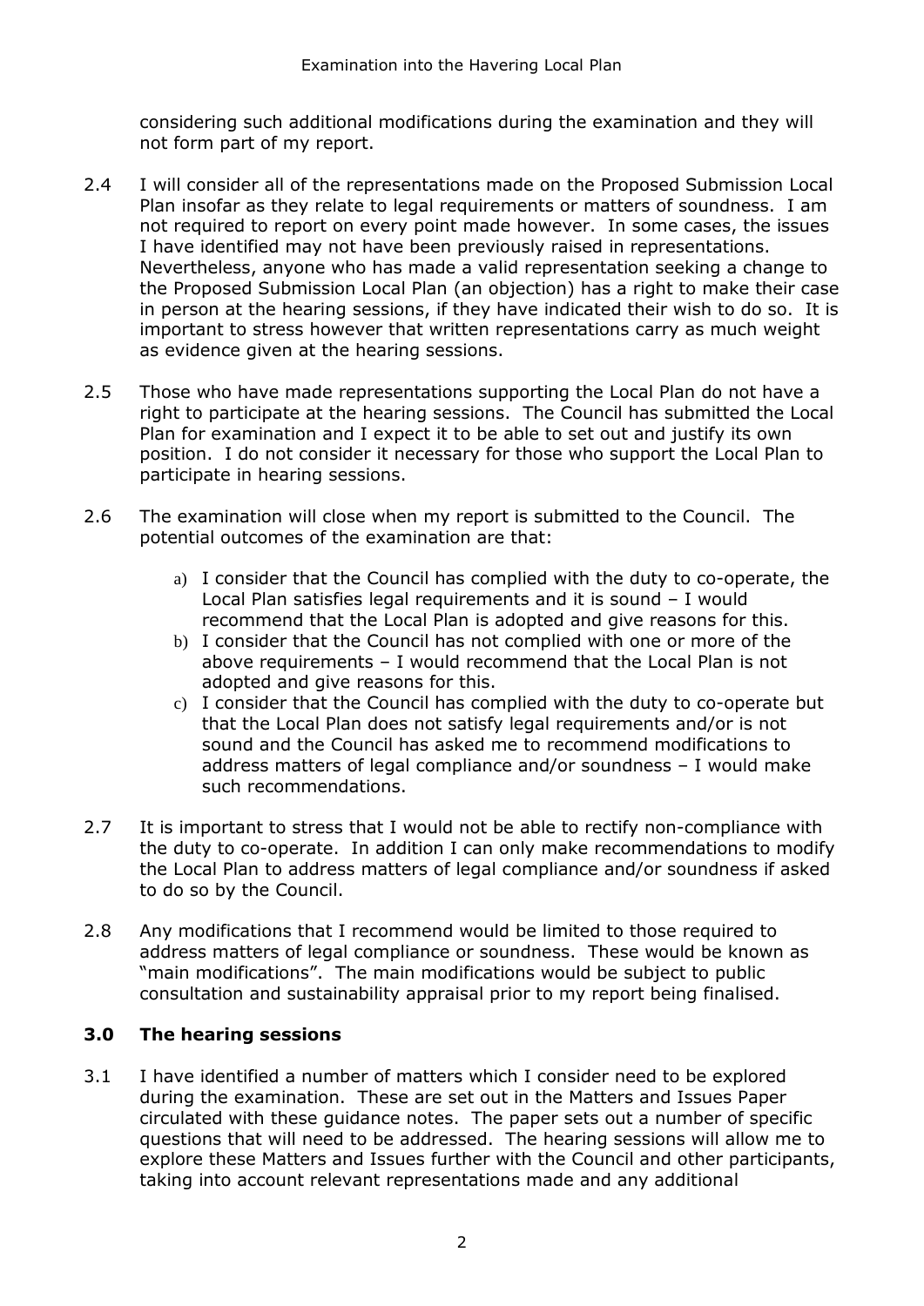considering such additional modifications during the examination and they will not form part of my report.

2.4 I will consider all of the representations made on the Proposed Submission Local Plan insofar as they relate to legal requirements or matters of soundness. I am not required to report on every point made however. In some cases, the issues I have identified may not have been previously raised in representations. Nevertheless, anyone who has made a valid representation seeking a change to the Proposed Submission Local Plan (an objection) has a right to make their case in person at the hearing sessions, if they have indicated their wish to do so. It is important to stress however that written representations carry as much weight as evidence given at the hearing sessions.

2.5 Those who have made representations supporting the Local Plan do not have a right to participate at the hearing sessions. The Council has submitted the Local Plan for examination and I expect it to be able to set out and justify its own position. I do not consider it necessary for those who support the Local Plan to participate in hearing sessions.

2.6 The examination will close when my report is submitted to the Council. The potential outcomes of the examination are that:

a) I consider that the Council has complied with the duty to co-operate, the Local Plan satisfies legal requirements and it is sound – I would recommend that the Local Plan is adopted and give reasons for this.
b) I consider that the Council has not complied with one or more of the above requirements – I would recommend that the Local Plan is not adopted and give reasons for this.
c) I consider that the Council has complied with the duty to co-operate but that the Local Plan does not satisfy legal requirements and/or is not sound and the Council has asked me to recommend modifications to address matters of legal compliance and/or soundness – I would make such recommendations.

2.7 It is important to stress that I would not be able to rectify non-compliance with the duty to co-operate. In addition I can only make recommendations to modify the Local Plan to address matters of legal compliance and/or soundness if asked to do so by the Council.

2.8 Any modifications that I recommend would be limited to those required to address matters of legal compliance or soundness. These would be known as "main modifications". The main modifications would be subject to public consultation and sustainability appraisal prior to my report being finalised.

## 3.0 The hearing sessions

3.1 I have identified a number of matters which I consider need to be explored during the examination. These are set out in the Matters and Issues Paper circulated with these guidance notes. The paper sets out a number of specific questions that will need to be addressed. The hearing sessions will allow me to explore these Matters and Issues further with the Council and other participants, taking into account relevant representations made and any additional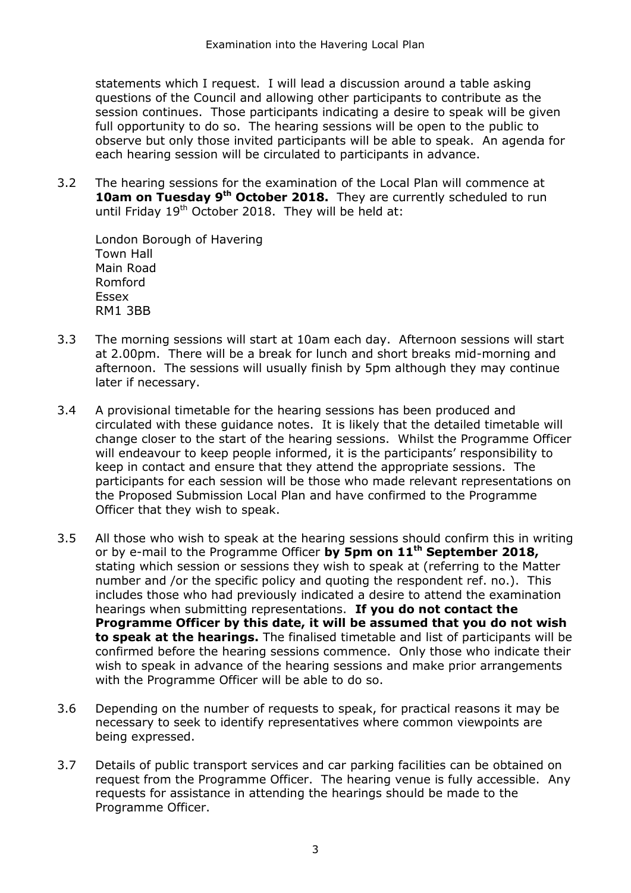statements which I request. I will lead a discussion around a table asking questions of the Council and allowing other participants to contribute as the session continues. Those participants indicating a desire to speak will be given full opportunity to do so. The hearing sessions will be open to the public to observe but only those invited participants will be able to speak. An agenda for each hearing session will be circulated to participants in advance.

3.2 The hearing sessions for the examination of the Local Plan will commence at **10am on Tuesday 9th October 2018.** They are currently scheduled to run until Friday 19th October 2018. They will be held at:

London Borough of Havering
Town Hall
Main Road
Romford
Essex
RM1 3BB

3.3 The morning sessions will start at 10am each day. Afternoon sessions will start at 2.00pm. There will be a break for lunch and short breaks mid-morning and afternoon. The sessions will usually finish by 5pm although they may continue later if necessary.

3.4 A provisional timetable for the hearing sessions has been produced and circulated with these guidance notes. It is likely that the detailed timetable will change closer to the start of the hearing sessions. Whilst the Programme Officer will endeavour to keep people informed, it is the participants' responsibility to keep in contact and ensure that they attend the appropriate sessions. The participants for each session will be those who made relevant representations on the Proposed Submission Local Plan and have confirmed to the Programme Officer that they wish to speak.

3.5 All those who wish to speak at the hearing sessions should confirm this in writing or by e-mail to the Programme Officer **by 5pm on 11th September 2018,** stating which session or sessions they wish to speak at (referring to the Matter number and /or the specific policy and quoting the respondent ref. no.). This includes those who had previously indicated a desire to attend the examination hearings when submitting representations. **If you do not contact the Programme Officer by this date, it will be assumed that you do not wish to speak at the hearings.** The finalised timetable and list of participants will be confirmed before the hearing sessions commence. Only those who indicate their wish to speak in advance of the hearing sessions and make prior arrangements with the Programme Officer will be able to do so.

3.6 Depending on the number of requests to speak, for practical reasons it may be necessary to seek to identify representatives where common viewpoints are being expressed.

3.7 Details of public transport services and car parking facilities can be obtained on request from the Programme Officer. The hearing venue is fully accessible. Any requests for assistance in attending the hearings should be made to the Programme Officer.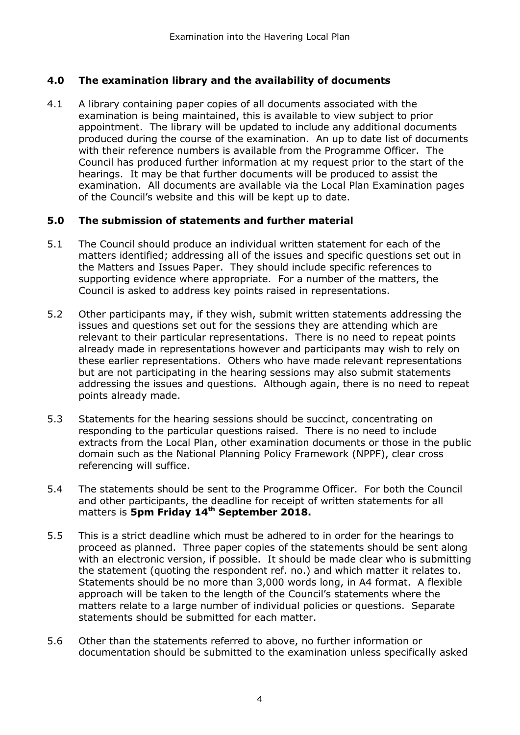## 4.0 The examination library and the availability of documents

4.1 A library containing paper copies of all documents associated with the examination is being maintained, this is available to view subject to prior appointment. The library will be updated to include any additional documents produced during the course of the examination. An up to date list of documents with their reference numbers is available from the Programme Officer. The Council has produced further information at my request prior to the start of the hearings. It may be that further documents will be produced to assist the examination. All documents are available via the Local Plan Examination pages of the Council's website and this will be kept up to date.

## 5.0 The submission of statements and further material

5.1 The Council should produce an individual written statement for each of the matters identified; addressing all of the issues and specific questions set out in the Matters and Issues Paper. They should include specific references to supporting evidence where appropriate. For a number of the matters, the Council is asked to address key points raised in representations.

5.2 Other participants may, if they wish, submit written statements addressing the issues and questions set out for the sessions they are attending which are relevant to their particular representations. There is no need to repeat points already made in representations however and participants may wish to rely on these earlier representations. Others who have made relevant representations but are not participating in the hearing sessions may also submit statements addressing the issues and questions. Although again, there is no need to repeat points already made.

5.3 Statements for the hearing sessions should be succinct, concentrating on responding to the particular questions raised. There is no need to include extracts from the Local Plan, other examination documents or those in the public domain such as the National Planning Policy Framework (NPPF), clear cross referencing will suffice.

5.4 The statements should be sent to the Programme Officer. For both the Council and other participants, the deadline for receipt of written statements for all matters is **5pm Friday 14th September 2018.**

5.5 This is a strict deadline which must be adhered to in order for the hearings to proceed as planned. Three paper copies of the statements should be sent along with an electronic version, if possible. It should be made clear who is submitting the statement (quoting the respondent ref. no.) and which matter it relates to. Statements should be no more than 3,000 words long, in A4 format. A flexible approach will be taken to the length of the Council's statements where the matters relate to a large number of individual policies or questions. Separate statements should be submitted for each matter.

5.6 Other than the statements referred to above, no further information or documentation should be submitted to the examination unless specifically asked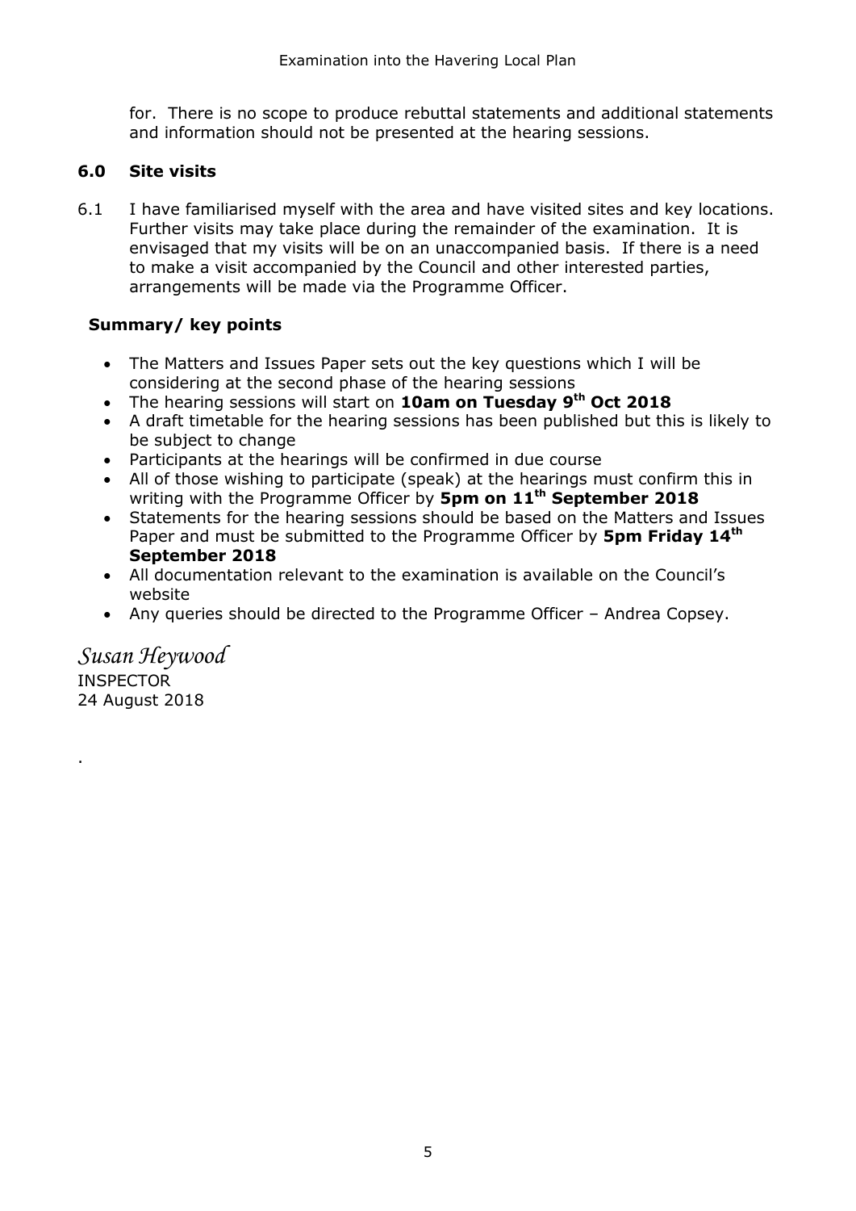for. There is no scope to produce rebuttal statements and additional statements and information should not be presented at the hearing sessions.

## 6.0 Site visits

6.1 I have familiarised myself with the area and have visited sites and key locations. Further visits may take place during the remainder of the examination. It is envisaged that my visits will be on an unaccompanied basis. If there is a need to make a visit accompanied by the Council and other interested parties, arrangements will be made via the Programme Officer.

### Summary/ key points

- The Matters and Issues Paper sets out the key questions which I will be considering at the second phase of the hearing sessions
- The hearing sessions will start on **10am on Tuesday 9th Oct 2018**
- A draft timetable for the hearing sessions has been published but this is likely to be subject to change
- Participants at the hearings will be confirmed in due course
- All of those wishing to participate (speak) at the hearings must confirm this in writing with the Programme Officer by **5pm on 11th September 2018**
- Statements for the hearing sessions should be based on the Matters and Issues Paper and must be submitted to the Programme Officer by **5pm Friday 14th September 2018**
- All documentation relevant to the examination is available on the Council's website
- Any queries should be directed to the Programme Officer – Andrea Copsey.

*Susan Heywood*
INSPECTOR
24 August 2018

.